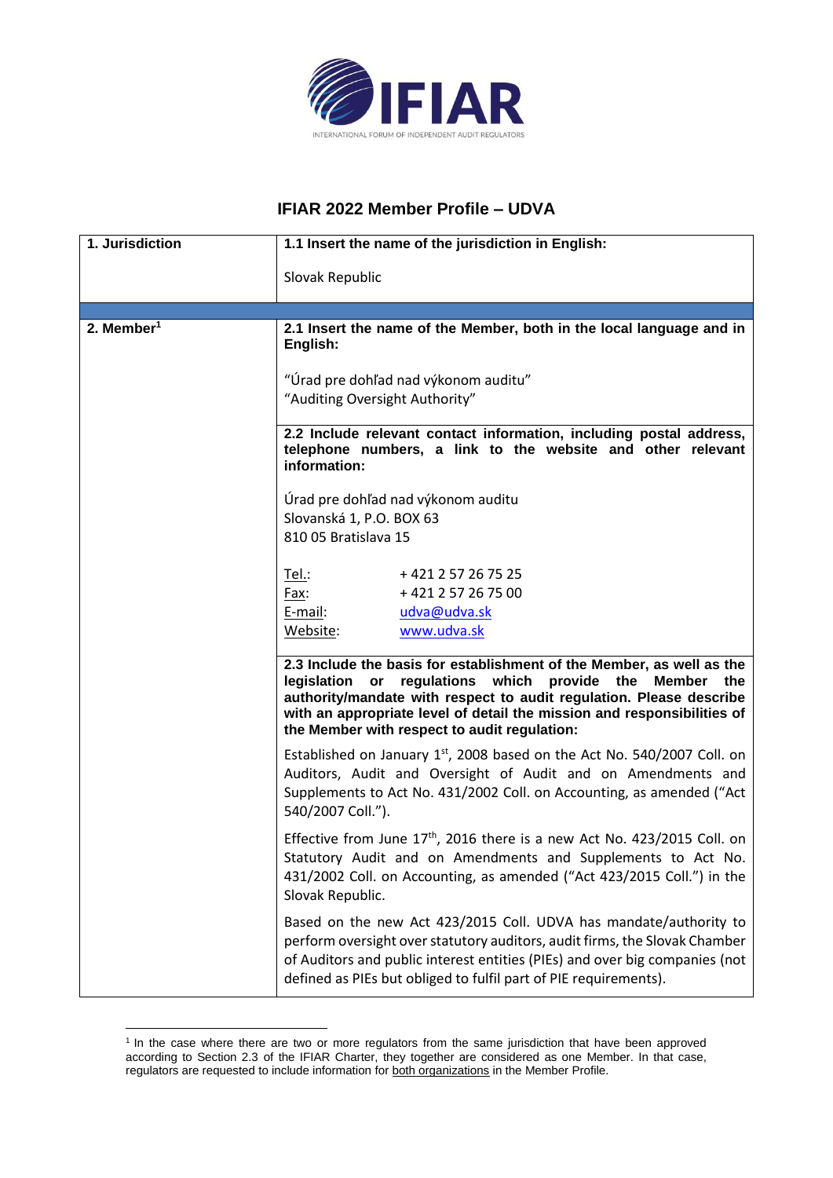# IFIAR 2022 Member Profile – UDVA

| 1. Jurisdiction | 1.1 Insert the name of the jurisdiction in English: |
|---|---|
| | Slovak Republic |
| | |
| **2. Member**[1] | **2.1 Insert the name of the Member, both in the local language and in English:**<br><br>"Úrad pre dohľad nad výkonom auditu"<br>"Auditing Oversight Authority" |
| | **2.2 Include relevant contact information, including postal address, telephone numbers, a link to the website and other relevant information:**<br><br>Úrad pre dohľad nad výkonom auditu<br>Slovanská 1, P.O. BOX 63<br>810 05 Bratislava 15<br><br>Tel.: + 421 2 57 26 75 25<br>Fax: + 421 2 57 26 75 00<br>E-mail: udva@udva.sk<br>Website: www.udva.sk |
| | **2.3 Include the basis for establishment of the Member, as well as the legislation or regulations which provide the Member the authority/mandate with respect to audit regulation. Please describe with an appropriate level of detail the mission and responsibilities of the Member with respect to audit regulation:**<br><br>Established on January 1st, 2008 based on the Act No. 540/2007 Coll. on Auditors, Audit and Oversight of Audit and on Amendments and Supplements to Act No. 431/2002 Coll. on Accounting, as amended ("Act 540/2007 Coll.").<br><br>Effective from June 17th, 2016 there is a new Act No. 423/2015 Coll. on Statutory Audit and on Amendments and Supplements to Act No. 431/2002 Coll. on Accounting, as amended ("Act 423/2015 Coll.") in the Slovak Republic.<br><br>Based on the new Act 423/2015 Coll. UDVA has mandate/authority to perform oversight over statutory auditors, audit firms, the Slovak Chamber of Auditors and public interest entities (PIEs) and over big companies (not defined as PIEs but obliged to fulfil part of PIE requirements). |

[1] In the case where there are two or more regulators from the same jurisdiction that have been approved according to Section 2.3 of the IFIAR Charter, they together are considered as one Member. In that case, regulators are requested to include information for both organizations in the Member Profile.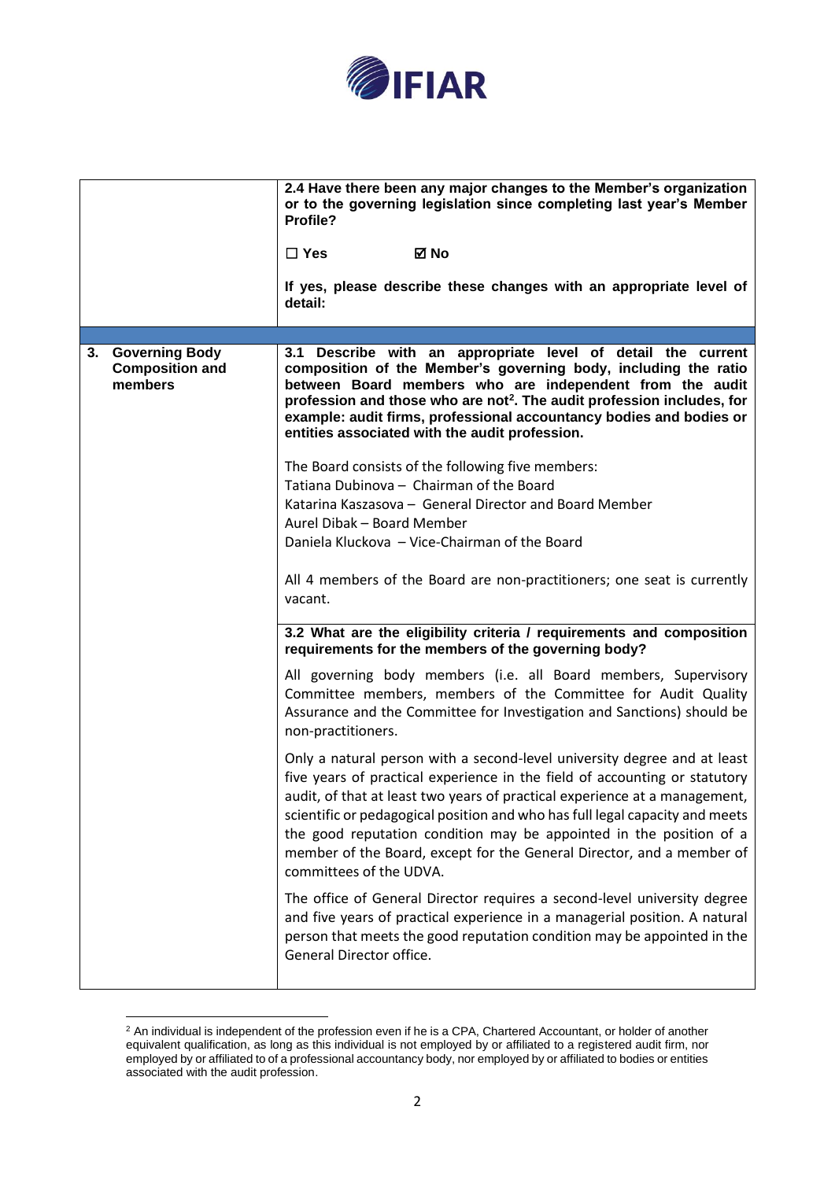| | |
|---|---|
| | **2.4 Have there been any major changes to the Member's organization or to the governing legislation since completing last year's Member Profile?**<br><br>☐ **Yes** ☑ **No**<br><br>**If yes, please describe these changes with an appropriate level of detail:** |
| | |
| **3. Governing Body Composition and members** | **3.1 Describe with an appropriate level of detail the current composition of the Member's governing body, including the ratio between Board members who are independent from the audit profession and those who are not[2]. The audit profession includes, for example: audit firms, professional accountancy bodies and bodies or entities associated with the audit profession.**<br><br>The Board consists of the following five members:<br>Tatiana Dubinova – Chairman of the Board<br>Katarina Kaszasova – General Director and Board Member<br>Aurel Dibak – Board Member<br>Daniela Kluckova – Vice-Chairman of the Board<br><br>All 4 members of the Board are non-practitioners; one seat is currently vacant. |
| | **3.2 What are the eligibility criteria / requirements and composition requirements for the members of the governing body?**<br><br>All governing body members (i.e. all Board members, Supervisory Committee members, members of the Committee for Audit Quality Assurance and the Committee for Investigation and Sanctions) should be non-practitioners.<br><br>Only a natural person with a second-level university degree and at least five years of practical experience in the field of accounting or statutory audit, of that at least two years of practical experience at a management, scientific or pedagogical position and who has full legal capacity and meets the good reputation condition may be appointed in the position of a member of the Board, except for the General Director, and a member of committees of the UDVA.<br><br>The office of General Director requires a second-level university degree and five years of practical experience in a managerial position. A natural person that meets the good reputation condition may be appointed in the General Director office. |

[2] An individual is independent of the profession even if he is a CPA, Chartered Accountant, or holder of another equivalent qualification, as long as this individual is not employed by or affiliated to a registered audit firm, nor employed by or affiliated to of a professional accountancy body, nor employed by or affiliated to bodies or entities associated with the audit profession.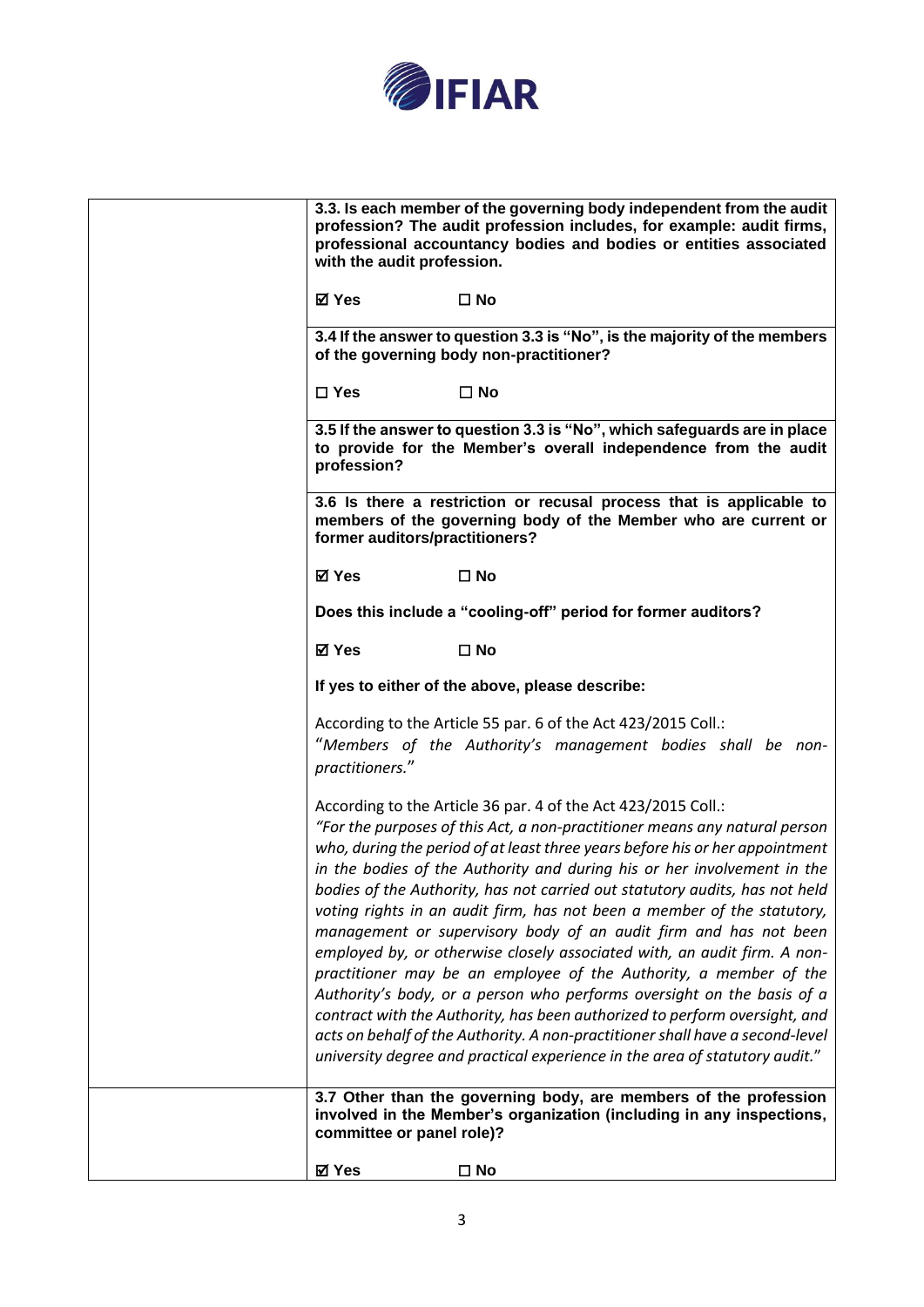| | |
|---|---|
| | **3.3. Is each member of the governing body independent from the audit profession? The audit profession includes, for example: audit firms, professional accountancy bodies and bodies or entities associated with the audit profession.**<br><br>**☑ Yes ☐ No** |
| | **3.4 If the answer to question 3.3 is "No", is the majority of the members of the governing body non-practitioner?**<br><br>**☐ Yes ☐ No** |
| | **3.5 If the answer to question 3.3 is "No", which safeguards are in place to provide for the Member's overall independence from the audit profession?** |
| | **3.6 Is there a restriction or recusal process that is applicable to members of the governing body of the Member who are current or former auditors/practitioners?**<br><br>**☑ Yes ☐ No**<br><br>**Does this include a "cooling-off" period for former auditors?**<br><br>**☑ Yes ☐ No**<br><br>**If yes to either of the above, please describe:**<br><br>According to the Article 55 par. 6 of the Act 423/2015 Coll.:<br>"*Members of the Authority's management bodies shall be non-practitioners.*"<br><br>According to the Article 36 par. 4 of the Act 423/2015 Coll.:<br>*"For the purposes of this Act, a non-practitioner means any natural person who, during the period of at least three years before his or her appointment in the bodies of the Authority and during his or her involvement in the bodies of the Authority, has not carried out statutory audits, has not held voting rights in an audit firm, has not been a member of the statutory, management or supervisory body of an audit firm and has not been employed by, or otherwise closely associated with, an audit firm. A non-practitioner may be an employee of the Authority, a member of the Authority's body, or a person who performs oversight on the basis of a contract with the Authority, has been authorized to perform oversight, and acts on behalf of the Authority. A non-practitioner shall have a second-level university degree and practical experience in the area of statutory audit.*" |
| | **3.7 Other than the governing body, are members of the profession involved in the Member's organization (including in any inspections, committee or panel role)?**<br><br>**☑ Yes ☐ No** |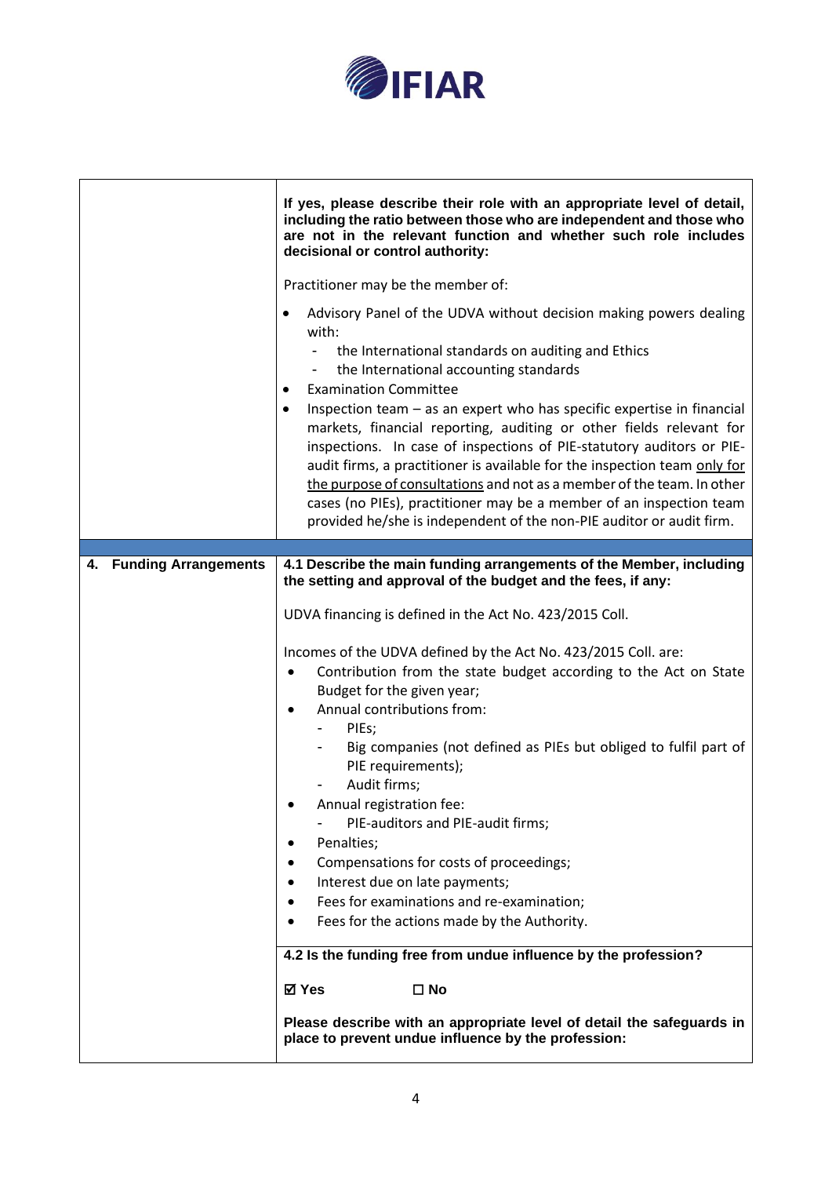| | |
|---|---|
| | **If yes, please describe their role with an appropriate level of detail, including the ratio between those who are independent and those who are not in the relevant function and whether such role includes decisional or control authority:**<br><br>Practitioner may be the member of:<br><br>• Advisory Panel of the UDVA without decision making powers dealing with:<br>  - the International standards on auditing and Ethics<br>  - the International accounting standards<br>• Examination Committee<br>• Inspection team – as an expert who has specific expertise in financial markets, financial reporting, auditing or other fields relevant for inspections. In case of inspections of PIE-statutory auditors or PIE-audit firms, a practitioner is available for the inspection team <u>only for the purpose of consultations</u> and not as a member of the team. In other cases (no PIEs), practitioner may be a member of an inspection team provided he/she is independent of the non-PIE auditor or audit firm. |
| | |
| **4. Funding Arrangements** | **4.1 Describe the main funding arrangements of the Member, including the setting and approval of the budget and the fees, if any:**<br><br>UDVA financing is defined in the Act No. 423/2015 Coll.<br><br>Incomes of the UDVA defined by the Act No. 423/2015 Coll. are:<br>• Contribution from the state budget according to the Act on State Budget for the given year;<br>• Annual contributions from:<br>  - PIEs;<br>  - Big companies (not defined as PIEs but obliged to fulfil part of PIE requirements);<br>  - Audit firms;<br>• Annual registration fee:<br>  - PIE-auditors and PIE-audit firms;<br>• Penalties;<br>• Compensations for costs of proceedings;<br>• Interest due on late payments;<br>• Fees for examinations and re-examination;<br>• Fees for the actions made by the Authority. |
| | **4.2 Is the funding free from undue influence by the profession?**<br><br>**☑ Yes** **☐ No**<br><br>**Please describe with an appropriate level of detail the safeguards in place to prevent undue influence by the profession:** |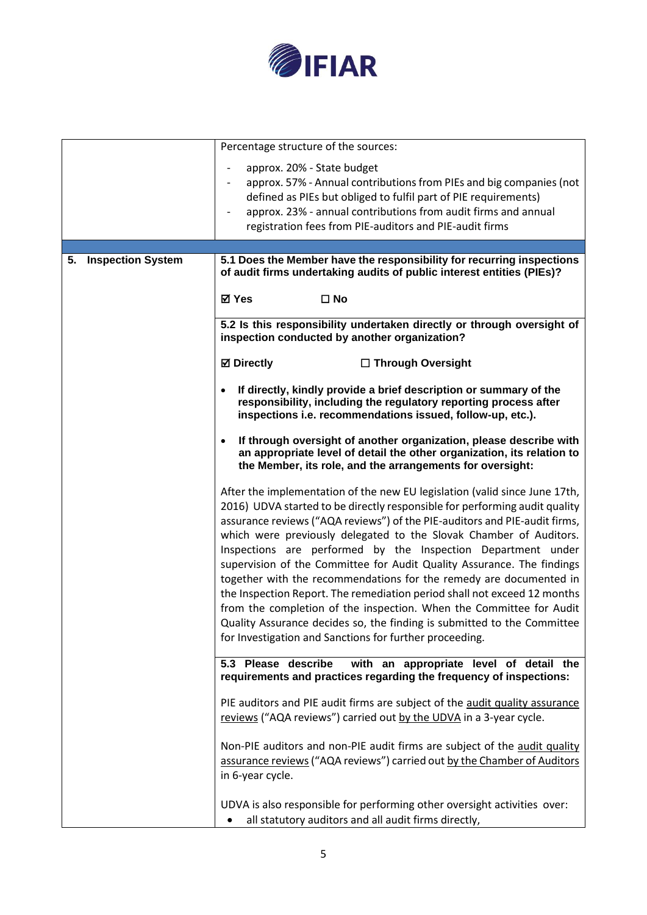| | |
|---|---|
| | Percentage structure of the sources:<br>- approx. 20% - State budget<br>- approx. 57% - Annual contributions from PIEs and big companies (not defined as PIEs but obliged to fulfil part of PIE requirements)<br>- approx. 23% - annual contributions from audit firms and annual registration fees from PIE-auditors and PIE-audit firms |
| | |
| **5. Inspection System** | **5.1 Does the Member have the responsibility for recurring inspections of audit firms undertaking audits of public interest entities (PIEs)?**<br><br>**☑ Yes ☐ No** |
| | **5.2 Is this responsibility undertaken directly or through oversight of inspection conducted by another organization?**<br><br>**☑ Directly ☐ Through Oversight**<br><br>• **If directly, kindly provide a brief description or summary of the responsibility, including the regulatory reporting process after inspections i.e. recommendations issued, follow-up, etc.).**<br><br>• **If through oversight of another organization, please describe with an appropriate level of detail the other organization, its relation to the Member, its role, and the arrangements for oversight:**<br><br>After the implementation of the new EU legislation (valid since June 17th, 2016) UDVA started to be directly responsible for performing audit quality assurance reviews ("AQA reviews") of the PIE-auditors and PIE-audit firms, which were previously delegated to the Slovak Chamber of Auditors. Inspections are performed by the Inspection Department under supervision of the Committee for Audit Quality Assurance. The findings together with the recommendations for the remedy are documented in the Inspection Report. The remediation period shall not exceed 12 months from the completion of the inspection. When the Committee for Audit Quality Assurance decides so, the finding is submitted to the Committee for Investigation and Sanctions for further proceeding. |
| | **5.3 Please describe with an appropriate level of detail the requirements and practices regarding the frequency of inspections:**<br><br>PIE auditors and PIE audit firms are subject of the audit quality assurance reviews ("AQA reviews") carried out by the UDVA in a 3-year cycle.<br><br>Non-PIE auditors and non-PIE audit firms are subject of the audit quality assurance reviews ("AQA reviews") carried out by the Chamber of Auditors in 6-year cycle.<br><br>UDVA is also responsible for performing other oversight activities over:<br>• all statutory auditors and all audit firms directly, |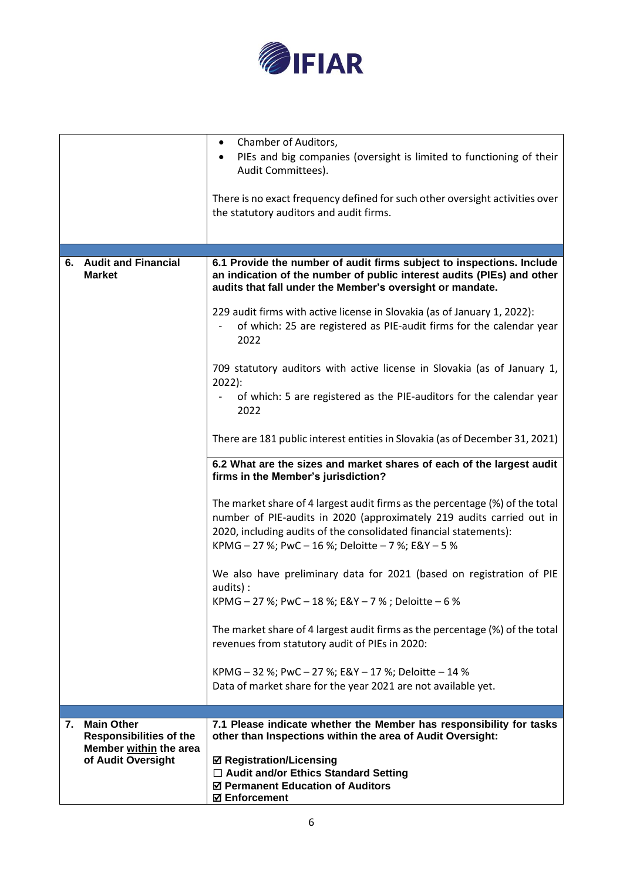| | |
|---|---|
| | • Chamber of Auditors,<br>• PIEs and big companies (oversight is limited to functioning of their Audit Committees).<br><br>There is no exact frequency defined for such other oversight activities over the statutory auditors and audit firms. |
| | |
| **6. Audit and Financial Market** | **6.1 Provide the number of audit firms subject to inspections. Include an indication of the number of public interest audits (PIEs) and other audits that fall under the Member's oversight or mandate.**<br><br>229 audit firms with active license in Slovakia (as of January 1, 2022):<br>- of which: 25 are registered as PIE-audit firms for the calendar year 2022<br><br>709 statutory auditors with active license in Slovakia (as of January 1, 2022):<br>- of which: 5 are registered as the PIE-auditors for the calendar year 2022<br><br>There are 181 public interest entities in Slovakia (as of December 31, 2021) |
| | **6.2 What are the sizes and market shares of each of the largest audit firms in the Member's jurisdiction?**<br><br>The market share of 4 largest audit firms as the percentage (%) of the total number of PIE-audits in 2020 (approximately 219 audits carried out in 2020, including audits of the consolidated financial statements):<br>KPMG – 27 %; PwC – 16 %; Deloitte – 7 %; E&Y – 5 %<br><br>We also have preliminary data for 2021 (based on registration of PIE audits) :<br>KPMG – 27 %; PwC – 18 %; E&Y – 7 % ; Deloitte – 6 %<br><br>The market share of 4 largest audit firms as the percentage (%) of the total revenues from statutory audit of PIEs in 2020:<br><br>KPMG – 32 %; PwC – 27 %; E&Y – 17 %; Deloitte – 14 %<br>Data of market share for the year 2021 are not available yet. |
| | |
| **7. Main Other Responsibilities of the Member within the area of Audit Oversight** | **7.1 Please indicate whether the Member has responsibility for tasks other than Inspections within the area of Audit Oversight:**<br><br>☑ **Registration/Licensing**<br>☐ **Audit and/or Ethics Standard Setting**<br>☑ **Permanent Education of Auditors**<br>☑ **Enforcement** |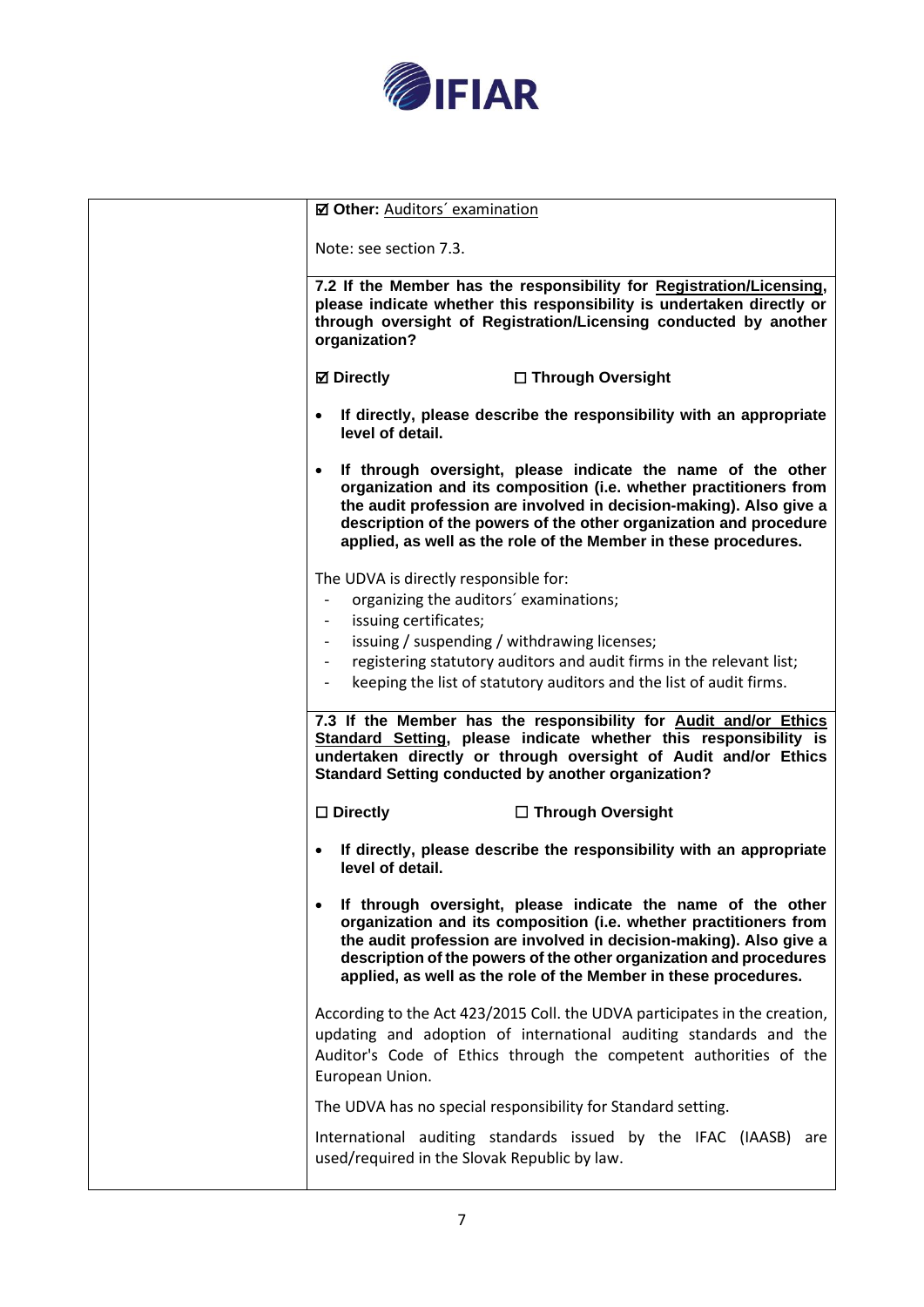| | |
|---|---|
| | ☑ **Other:** Auditors´ examination<br><br>Note: see section 7.3. |
| | **7.2 If the Member has the responsibility for Registration/Licensing, please indicate whether this responsibility is undertaken directly or through oversight of Registration/Licensing conducted by another organization?**<br><br>☑ **Directly** ☐ **Through Oversight**<br><br>• **If directly, please describe the responsibility with an appropriate level of detail.**<br><br>• **If through oversight, please indicate the name of the other organization and its composition (i.e. whether practitioners from the audit profession are involved in decision-making). Also give a description of the powers of the other organization and procedure applied, as well as the role of the Member in these procedures.**<br><br>The UDVA is directly responsible for:<br>- organizing the auditors´ examinations;<br>- issuing certificates;<br>- issuing / suspending / withdrawing licenses;<br>- registering statutory auditors and audit firms in the relevant list;<br>- keeping the list of statutory auditors and the list of audit firms. |
| | **7.3 If the Member has the responsibility for Audit and/or Ethics Standard Setting, please indicate whether this responsibility is undertaken directly or through oversight of Audit and/or Ethics Standard Setting conducted by another organization?**<br><br>☐ **Directly** ☐ **Through Oversight**<br><br>• **If directly, please describe the responsibility with an appropriate level of detail.**<br><br>• **If through oversight, please indicate the name of the other organization and its composition (i.e. whether practitioners from the audit profession are involved in decision-making). Also give a description of the powers of the other organization and procedures applied, as well as the role of the Member in these procedures.**<br><br>According to the Act 423/2015 Coll. the UDVA participates in the creation, updating and adoption of international auditing standards and the Auditor's Code of Ethics through the competent authorities of the European Union.<br><br>The UDVA has no special responsibility for Standard setting.<br><br>International auditing standards issued by the IFAC (IAASB) are used/required in the Slovak Republic by law. |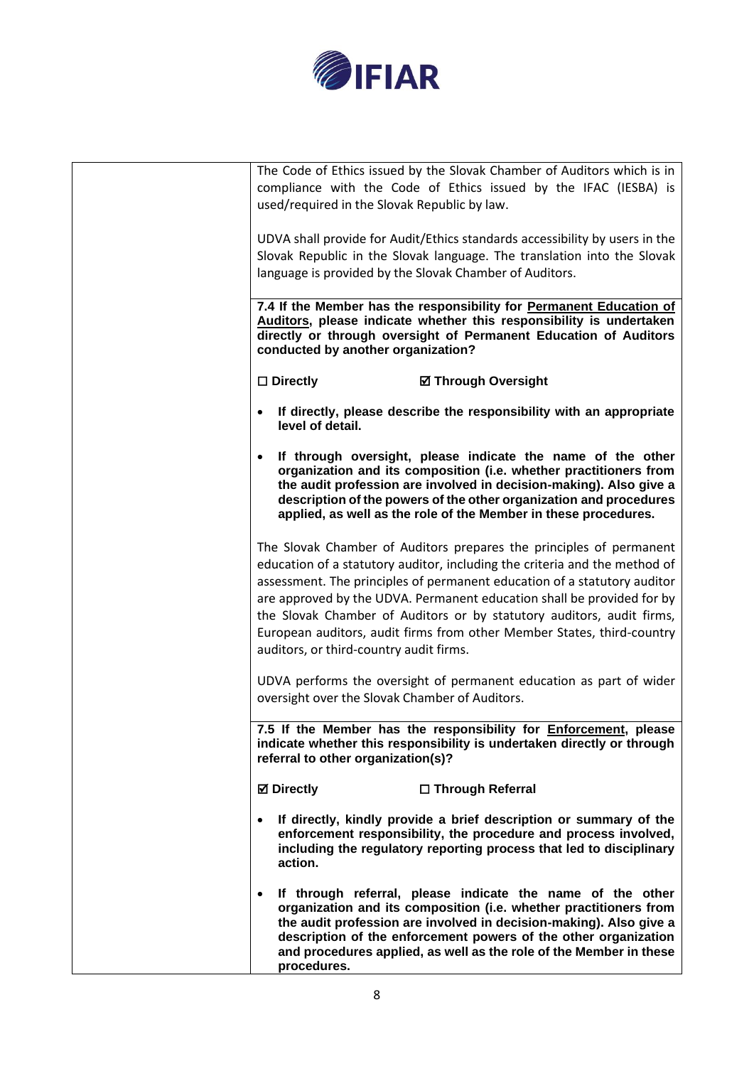| | |
|---|---|
| | The Code of Ethics issued by the Slovak Chamber of Auditors which is in compliance with the Code of Ethics issued by the IFAC (IESBA) is used/required in the Slovak Republic by law.<br><br>UDVA shall provide for Audit/Ethics standards accessibility by users in the Slovak Republic in the Slovak language. The translation into the Slovak language is provided by the Slovak Chamber of Auditors. |
| | **7.4 If the Member has the responsibility for <u>Permanent Education of Auditors</u>, please indicate whether this responsibility is undertaken directly or through oversight of Permanent Education of Auditors conducted by another organization?**<br><br>**☐ Directly** **☑ Through Oversight**<br><br>• **If directly, please describe the responsibility with an appropriate level of detail.**<br><br>• **If through oversight, please indicate the name of the other organization and its composition (i.e. whether practitioners from the audit profession are involved in decision-making). Also give a description of the powers of the other organization and procedures applied, as well as the role of the Member in these procedures.**<br><br>The Slovak Chamber of Auditors prepares the principles of permanent education of a statutory auditor, including the criteria and the method of assessment. The principles of permanent education of a statutory auditor are approved by the UDVA. Permanent education shall be provided for by the Slovak Chamber of Auditors or by statutory auditors, audit firms, European auditors, audit firms from other Member States, third-country auditors, or third-country audit firms.<br><br>UDVA performs the oversight of permanent education as part of wider oversight over the Slovak Chamber of Auditors. |
| | **7.5 If the Member has the responsibility for <u>Enforcement</u>, please indicate whether this responsibility is undertaken directly or through referral to other organization(s)?**<br><br>**☑ Directly** **☐ Through Referral**<br><br>• **If directly, kindly provide a brief description or summary of the enforcement responsibility, the procedure and process involved, including the regulatory reporting process that led to disciplinary action.**<br><br>• **If through referral, please indicate the name of the other organization and its composition (i.e. whether practitioners from the audit profession are involved in decision-making). Also give a description of the enforcement powers of the other organization and procedures applied, as well as the role of the Member in these procedures.** |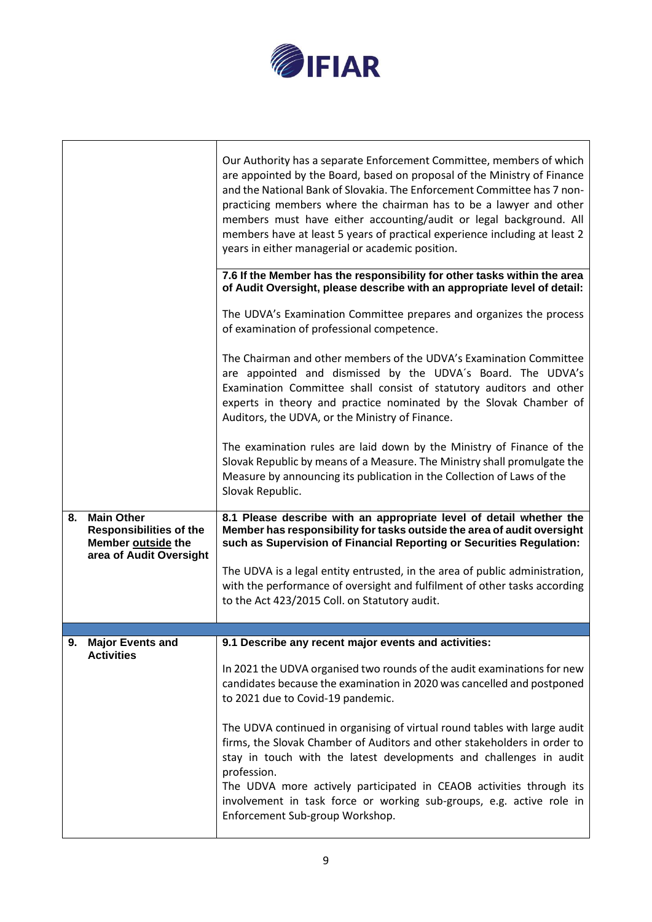| | |
|---|---|
| | Our Authority has a separate Enforcement Committee, members of which are appointed by the Board, based on proposal of the Ministry of Finance and the National Bank of Slovakia. The Enforcement Committee has 7 non-practicing members where the chairman has to be a lawyer and other members must have either accounting/audit or legal background. All members have at least 5 years of practical experience including at least 2 years in either managerial or academic position.<br><br>**7.6 If the Member has the responsibility for other tasks within the area of Audit Oversight, please describe with an appropriate level of detail:**<br><br>The UDVA's Examination Committee prepares and organizes the process of examination of professional competence.<br><br>The Chairman and other members of the UDVA's Examination Committee are appointed and dismissed by the UDVA´s Board. The UDVA's Examination Committee shall consist of statutory auditors and other experts in theory and practice nominated by the Slovak Chamber of Auditors, the UDVA, or the Ministry of Finance.<br><br>The examination rules are laid down by the Ministry of Finance of the Slovak Republic by means of a Measure. The Ministry shall promulgate the Measure by announcing its publication in the Collection of Laws of the Slovak Republic. |
| **8. Main Other Responsibilities of the Member <u>outside</u> the area of Audit Oversight** | **8.1 Please describe with an appropriate level of detail whether the Member has responsibility for tasks outside the area of audit oversight such as Supervision of Financial Reporting or Securities Regulation:**<br><br>The UDVA is a legal entity entrusted, in the area of public administration, with the performance of oversight and fulfilment of other tasks according to the Act 423/2015 Coll. on Statutory audit. |
| | |
| **9. Major Events and Activities** | **9.1 Describe any recent major events and activities:**<br><br>In 2021 the UDVA organised two rounds of the audit examinations for new candidates because the examination in 2020 was cancelled and postponed to 2021 due to Covid-19 pandemic.<br><br>The UDVA continued in organising of virtual round tables with large audit firms, the Slovak Chamber of Auditors and other stakeholders in order to stay in touch with the latest developments and challenges in audit profession.<br>The UDVA more actively participated in CEAOB activities through its involvement in task force or working sub-groups, e.g. active role in Enforcement Sub-group Workshop. |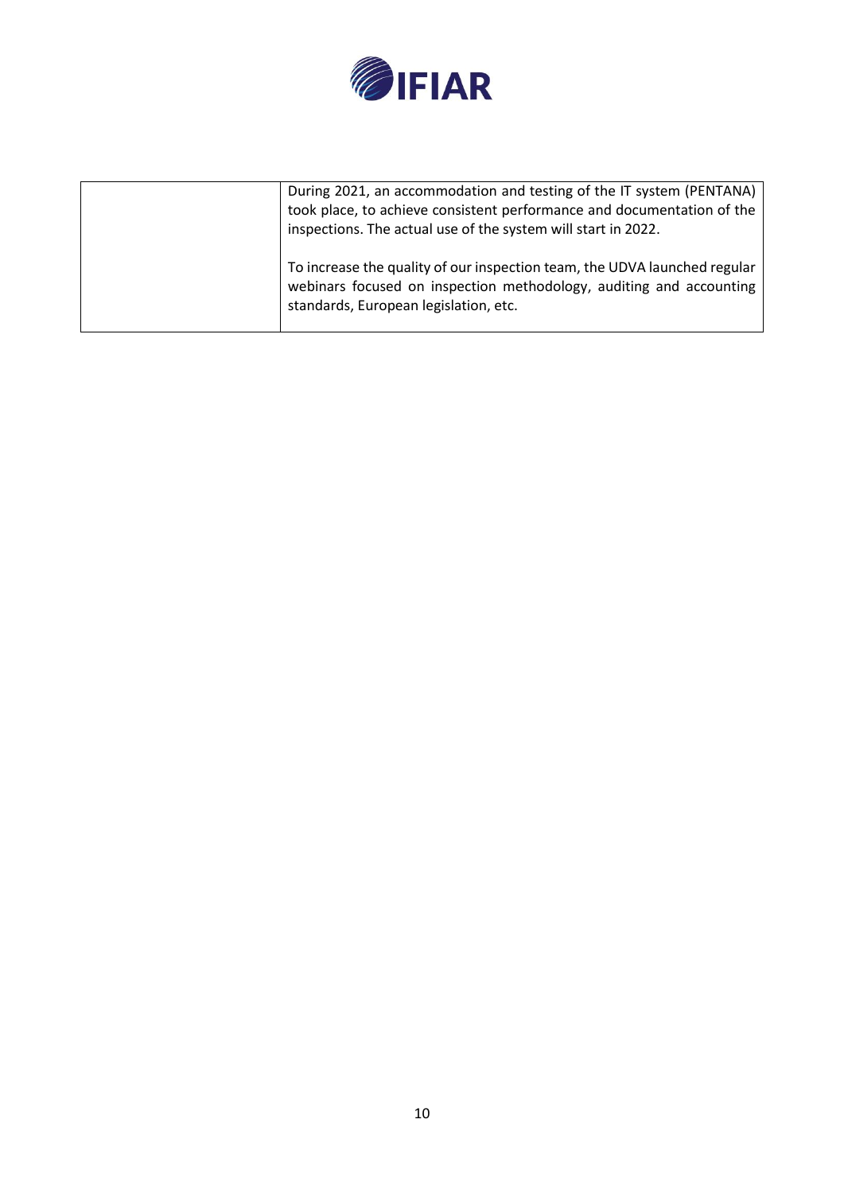| | |
|---|---|
| | During 2021, an accommodation and testing of the IT system (PENTANA) took place, to achieve consistent performance and documentation of the inspections. The actual use of the system will start in 2022.<br><br>To increase the quality of our inspection team, the UDVA launched regular webinars focused on inspection methodology, auditing and accounting standards, European legislation, etc. |